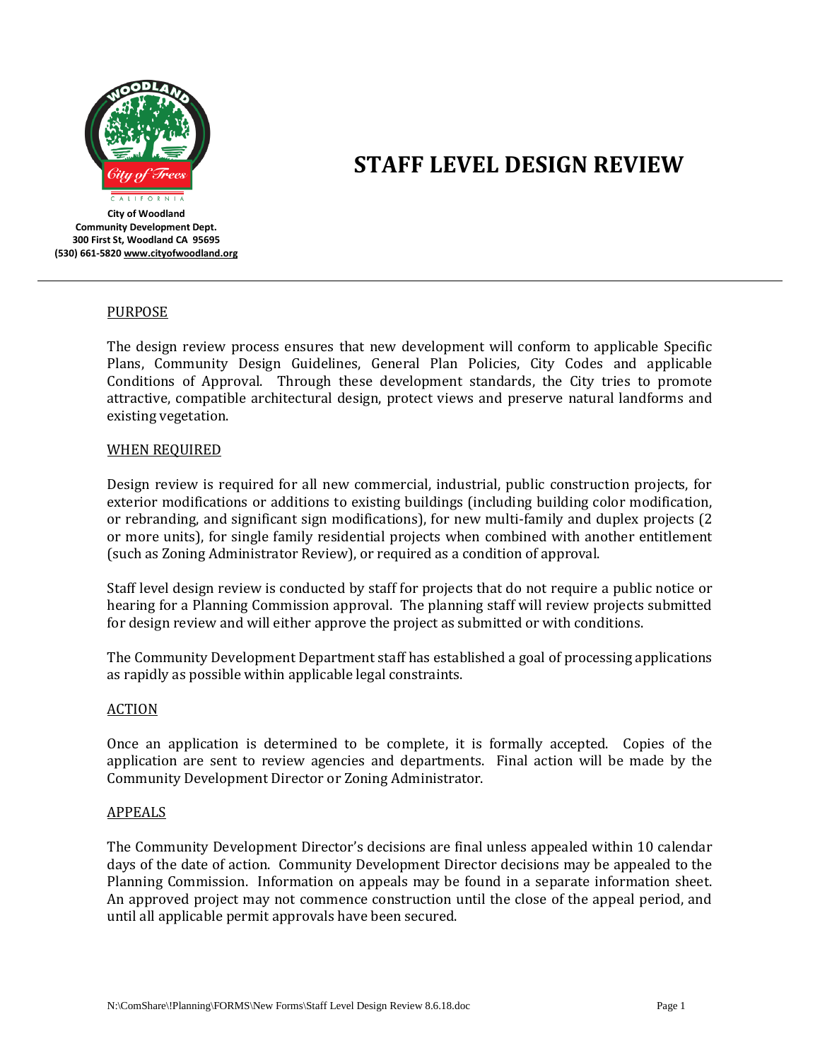**City of Woodland**
**Community Development Dept.**
**300 First St, Woodland CA 95695**
**(530) 661-5820 www.cityofwoodland.org**

# STAFF LEVEL DESIGN REVIEW

## PURPOSE

The design review process ensures that new development will conform to applicable Specific Plans, Community Design Guidelines, General Plan Policies, City Codes and applicable Conditions of Approval. Through these development standards, the City tries to promote attractive, compatible architectural design, protect views and preserve natural landforms and existing vegetation.

## WHEN REQUIRED

Design review is required for all new commercial, industrial, public construction projects, for exterior modifications or additions to existing buildings (including building color modification, or rebranding, and significant sign modifications), for new multi-family and duplex projects (2 or more units), for single family residential projects when combined with another entitlement (such as Zoning Administrator Review), or required as a condition of approval.

Staff level design review is conducted by staff for projects that do not require a public notice or hearing for a Planning Commission approval. The planning staff will review projects submitted for design review and will either approve the project as submitted or with conditions.

The Community Development Department staff has established a goal of processing applications as rapidly as possible within applicable legal constraints.

## ACTION

Once an application is determined to be complete, it is formally accepted. Copies of the application are sent to review agencies and departments. Final action will be made by the Community Development Director or Zoning Administrator.

## APPEALS

The Community Development Director's decisions are final unless appealed within 10 calendar days of the date of action. Community Development Director decisions may be appealed to the Planning Commission. Information on appeals may be found in a separate information sheet. An approved project may not commence construction until the close of the appeal period, and until all applicable permit approvals have been secured.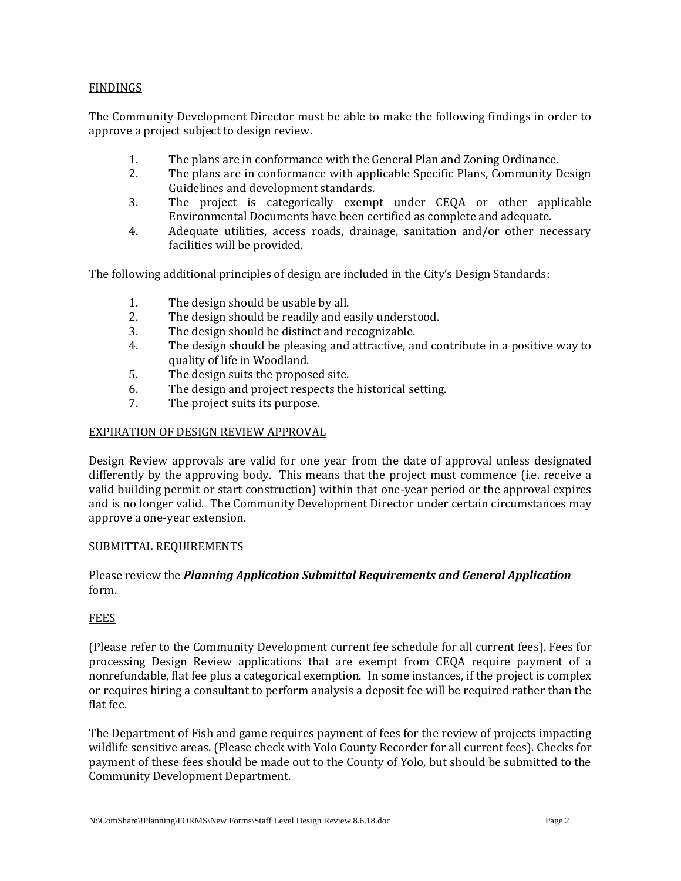## FINDINGS

The Community Development Director must be able to make the following findings in order to approve a project subject to design review.

1. The plans are in conformance with the General Plan and Zoning Ordinance.
2. The plans are in conformance with applicable Specific Plans, Community Design Guidelines and development standards.
3. The project is categorically exempt under CEQA or other applicable Environmental Documents have been certified as complete and adequate.
4. Adequate utilities, access roads, drainage, sanitation and/or other necessary facilities will be provided.

The following additional principles of design are included in the City's Design Standards:

1. The design should be usable by all.
2. The design should be readily and easily understood.
3. The design should be distinct and recognizable.
4. The design should be pleasing and attractive, and contribute in a positive way to quality of life in Woodland.
5. The design suits the proposed site.
6. The design and project respects the historical setting.
7. The project suits its purpose.

## EXPIRATION OF DESIGN REVIEW APPROVAL

Design Review approvals are valid for one year from the date of approval unless designated differently by the approving body. This means that the project must commence (i.e. receive a valid building permit or start construction) within that one-year period or the approval expires and is no longer valid. The Community Development Director under certain circumstances may approve a one-year extension.

## SUBMITTAL REQUIREMENTS

Please review the ***Planning Application Submittal Requirements and General Application*** form.

## FEES

(Please refer to the Community Development current fee schedule for all current fees). Fees for processing Design Review applications that are exempt from CEQA require payment of a nonrefundable, flat fee plus a categorical exemption. In some instances, if the project is complex or requires hiring a consultant to perform analysis a deposit fee will be required rather than the flat fee.

The Department of Fish and game requires payment of fees for the review of projects impacting wildlife sensitive areas. (Please check with Yolo County Recorder for all current fees). Checks for payment of these fees should be made out to the County of Yolo, but should be submitted to the Community Development Department.